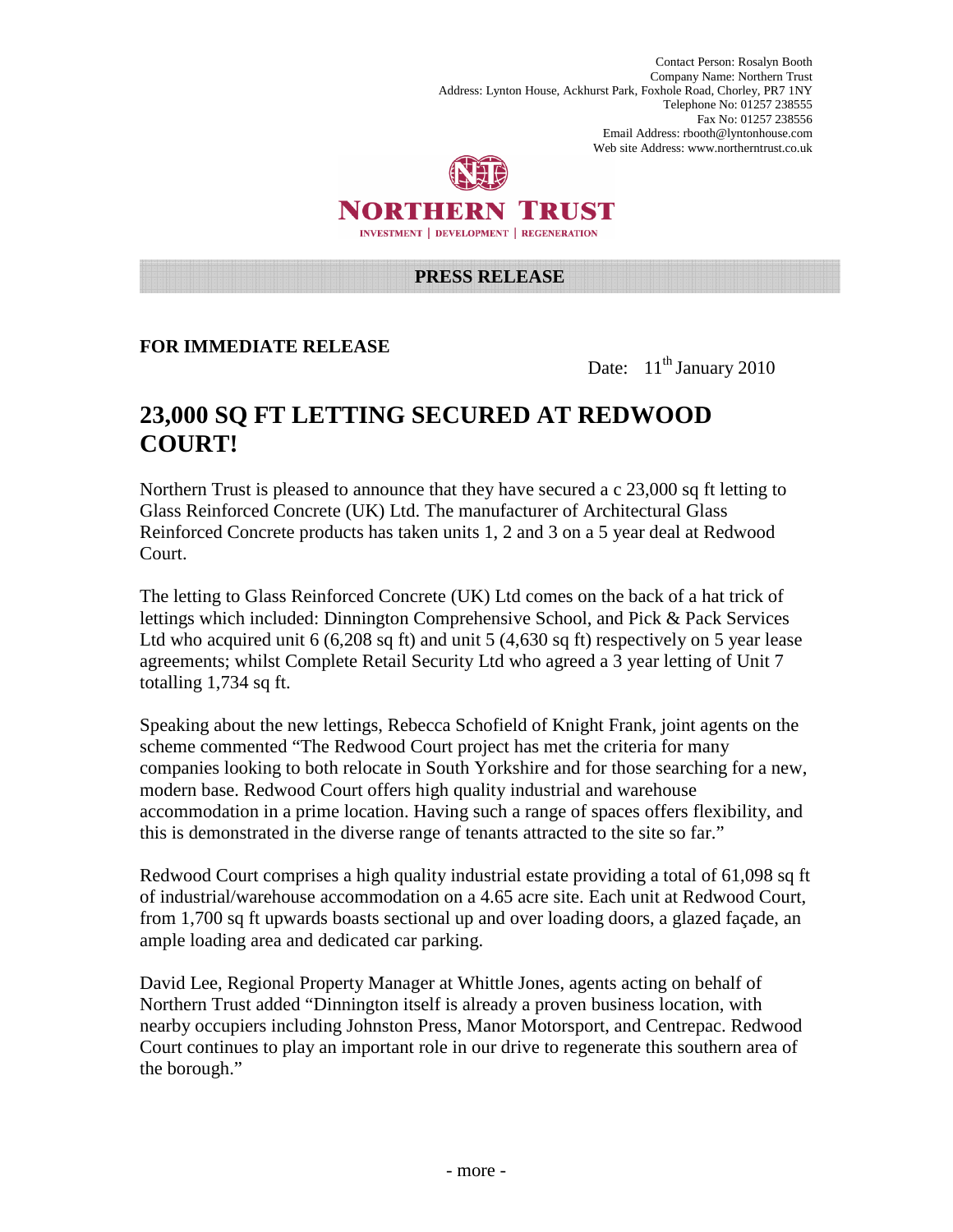Contact Person: Rosalyn Booth
Company Name: Northern Trust
Address: Lynton House, Ackhurst Park, Foxhole Road, Chorley, PR7 1NY
Telephone No: 01257 238555
Fax No: 01257 238556
Email Address: rbooth@lyntonhouse.com
Web site Address: www.northerntrust.co.uk

**NORTHERN TRUST**
INVESTMENT | DEVELOPMENT | REGENERATION

**PRESS RELEASE**

**FOR IMMEDIATE RELEASE**

Date: 11th January 2010

# 23,000 SQ FT LETTING SECURED AT REDWOOD COURT!

Northern Trust is pleased to announce that they have secured a c 23,000 sq ft letting to Glass Reinforced Concrete (UK) Ltd. The manufacturer of Architectural Glass Reinforced Concrete products has taken units 1, 2 and 3 on a 5 year deal at Redwood Court.

The letting to Glass Reinforced Concrete (UK) Ltd comes on the back of a hat trick of lettings which included: Dinnington Comprehensive School, and Pick & Pack Services Ltd who acquired unit 6 (6,208 sq ft) and unit 5 (4,630 sq ft) respectively on 5 year lease agreements; whilst Complete Retail Security Ltd who agreed a 3 year letting of Unit 7 totalling 1,734 sq ft.

Speaking about the new lettings, Rebecca Schofield of Knight Frank, joint agents on the scheme commented "The Redwood Court project has met the criteria for many companies looking to both relocate in South Yorkshire and for those searching for a new, modern base. Redwood Court offers high quality industrial and warehouse accommodation in a prime location. Having such a range of spaces offers flexibility, and this is demonstrated in the diverse range of tenants attracted to the site so far."

Redwood Court comprises a high quality industrial estate providing a total of 61,098 sq ft of industrial/warehouse accommodation on a 4.65 acre site. Each unit at Redwood Court, from 1,700 sq ft upwards boasts sectional up and over loading doors, a glazed façade, an ample loading area and dedicated car parking.

David Lee, Regional Property Manager at Whittle Jones, agents acting on behalf of Northern Trust added "Dinnington itself is already a proven business location, with nearby occupiers including Johnston Press, Manor Motorsport, and Centrepac. Redwood Court continues to play an important role in our drive to regenerate this southern area of the borough."

- more -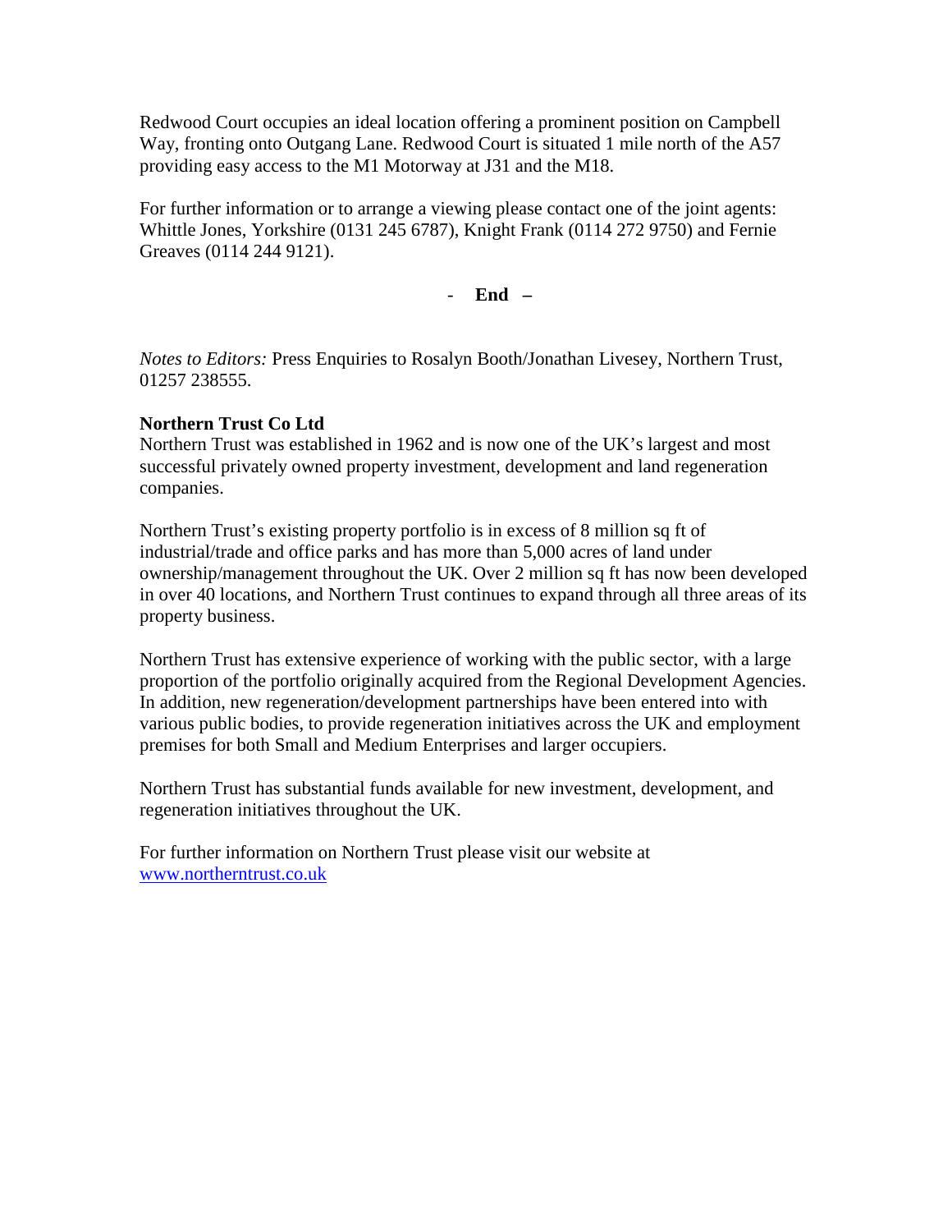Redwood Court occupies an ideal location offering a prominent position on Campbell Way, fronting onto Outgang Lane. Redwood Court is situated 1 mile north of the A57 providing easy access to the M1 Motorway at J31 and the M18.

For further information or to arrange a viewing please contact one of the joint agents: Whittle Jones, Yorkshire (0131 245 6787), Knight Frank (0114 272 9750) and Fernie Greaves (0114 244 9121).

- **End –**

*Notes to Editors:* Press Enquiries to Rosalyn Booth/Jonathan Livesey, Northern Trust, 01257 238555.

**Northern Trust Co Ltd**

Northern Trust was established in 1962 and is now one of the UK's largest and most successful privately owned property investment, development and land regeneration companies.

Northern Trust's existing property portfolio is in excess of 8 million sq ft of industrial/trade and office parks and has more than 5,000 acres of land under ownership/management throughout the UK. Over 2 million sq ft has now been developed in over 40 locations, and Northern Trust continues to expand through all three areas of its property business.

Northern Trust has extensive experience of working with the public sector, with a large proportion of the portfolio originally acquired from the Regional Development Agencies. In addition, new regeneration/development partnerships have been entered into with various public bodies, to provide regeneration initiatives across the UK and employment premises for both Small and Medium Enterprises and larger occupiers.

Northern Trust has substantial funds available for new investment, development, and regeneration initiatives throughout the UK.

For further information on Northern Trust please visit our website at www.northerntrust.co.uk